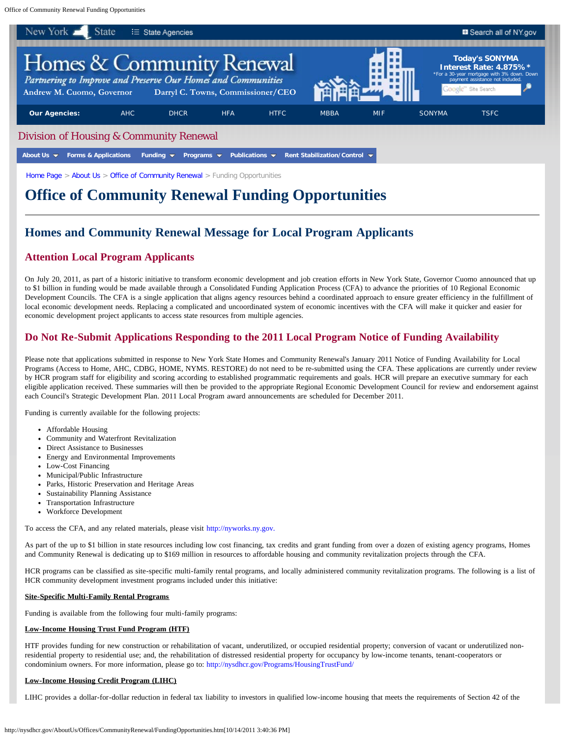# Office of Community Renewal Funding Opportunities

## Homes and Community Renewal Message for Local Program Applicants

### Attention Local Program Applicants

On July 20, 2011, as part of a historic initiative to transform economic development and job creation efforts in New York State, Governor Cuomo announced that up to $1 billion in funding would be made available through a Consolidated Funding Application Process (CFA) to advance the priorities of 10 Regional Economic Development Councils. The CFA is a single application that aligns agency resources behind a coordinated approach to ensure greater efficiency in the fulfillment of local economic development needs. Replacing a complicated and uncoordinated system of economic incentives with the CFA will make it quicker and easier for economic development project applicants to access state resources from multiple agencies.

### Do Not Re-Submit Applications Responding to the 2011 Local Program Notice of Funding Availability

Please note that applications submitted in response to New York State Homes and Community Renewal's January 2011 Notice of Funding Availability for Local Programs (Access to Home, AHC, CDBG, HOME, NYMS. RESTORE) do not need to be re-submitted using the CFA. These applications are currently under review by HCR program staff for eligibility and scoring according to established programmatic requirements and goals. HCR will prepare an executive summary for each eligible application received. These summaries will then be provided to the appropriate Regional Economic Development Council for review and endorsement against each Council's Strategic Development Plan. 2011 Local Program award announcements are scheduled for December 2011.

Funding is currently available for the following projects:

- Affordable Housing
- Community and Waterfront Revitalization
- Direct Assistance to Businesses
- Energy and Environmental Improvements
- Low-Cost Financing
- Municipal/Public Infrastructure
- Parks, Historic Preservation and Heritage Areas
- Sustainability Planning Assistance
- Transportation Infrastructure
- Workforce Development

To access the CFA, and any related materials, please visit http://nyworks.ny.gov.

As part of the up to $1 billion in state resources including low cost financing, tax credits and grant funding from over a dozen of existing agency programs, Homes and Community Renewal is dedicating up to $169 million in resources to affordable housing and community revitalization projects through the CFA.

HCR programs can be classified as site-specific multi-family rental programs, and locally administered community revitalization programs. The following is a list of HCR community development investment programs included under this initiative:

**Site-Specific Multi-Family Rental Programs**

Funding is available from the following four multi-family programs:

**Low-Income Housing Trust Fund Program (HTF)**

HTF provides funding for new construction or rehabilitation of vacant, underutilized, or occupied residential property; conversion of vacant or underutilized non-residential property to residential use; and, the rehabilitation of distressed residential property for occupancy by low-income tenants, tenant-cooperators or condominium owners. For more information, please go to: http://nysdhcr.gov/Programs/HousingTrustFund/

**Low-Income Housing Credit Program (LIHC)**

LIHC provides a dollar-for-dollar reduction in federal tax liability to investors in qualified low-income housing that meets the requirements of Section 42 of the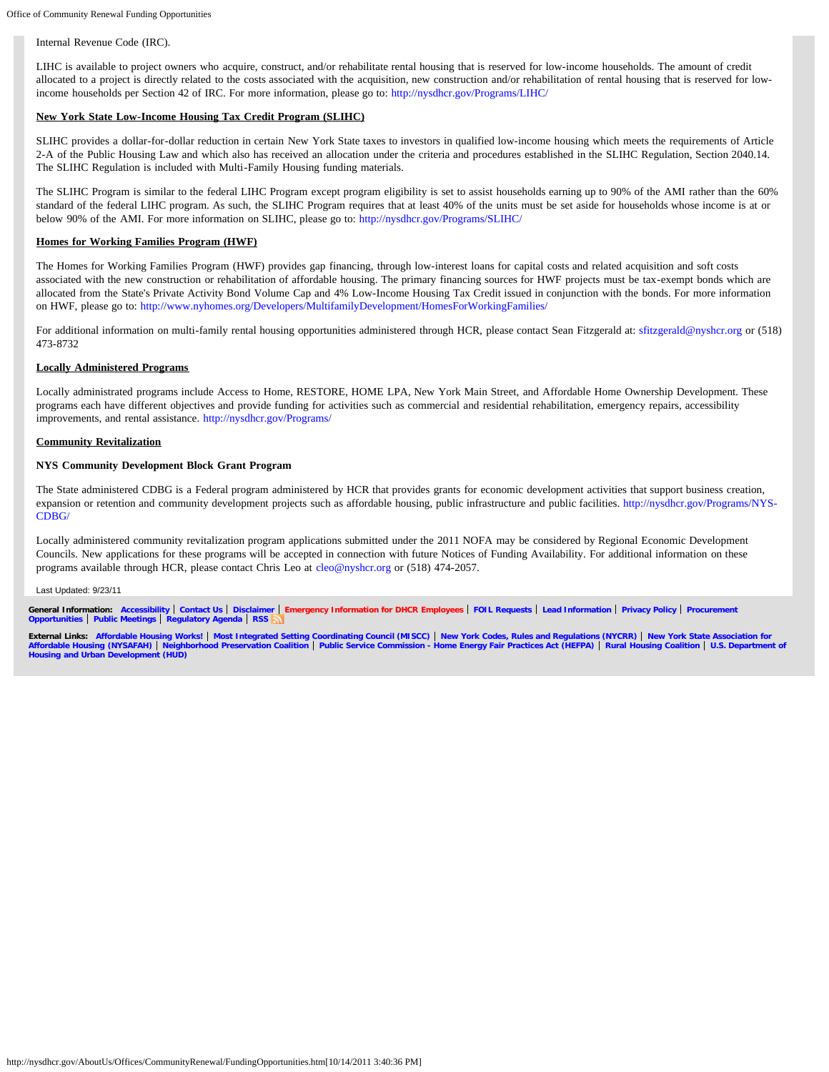Internal Revenue Code (IRC).

LIHC is available to project owners who acquire, construct, and/or rehabilitate rental housing that is reserved for low-income households. The amount of credit allocated to a project is directly related to the costs associated with the acquisition, new construction and/or rehabilitation of rental housing that is reserved for low-income households per Section 42 of IRC. For more information, please go to: http://nysdhcr.gov/Programs/LIHC/

**New York State Low-Income Housing Tax Credit Program (SLIHC)**

SLIHC provides a dollar-for-dollar reduction in certain New York State taxes to investors in qualified low-income housing which meets the requirements of Article 2-A of the Public Housing Law and which also has received an allocation under the criteria and procedures established in the SLIHC Regulation, Section 2040.14. The SLIHC Regulation is included with Multi-Family Housing funding materials.

The SLIHC Program is similar to the federal LIHC Program except program eligibility is set to assist households earning up to 90% of the AMI rather than the 60% standard of the federal LIHC program. As such, the SLIHC Program requires that at least 40% of the units must be set aside for households whose income is at or below 90% of the AMI. For more information on SLIHC, please go to: http://nysdhcr.gov/Programs/SLIHC/

**Homes for Working Families Program (HWF)**

The Homes for Working Families Program (HWF) provides gap financing, through low-interest loans for capital costs and related acquisition and soft costs associated with the new construction or rehabilitation of affordable housing. The primary financing sources for HWF projects must be tax-exempt bonds which are allocated from the State's Private Activity Bond Volume Cap and 4% Low-Income Housing Tax Credit issued in conjunction with the bonds. For more information on HWF, please go to: http://www.nyhomes.org/Developers/MultifamilyDevelopment/HomesForWorkingFamilies/

For additional information on multi-family rental housing opportunities administered through HCR, please contact Sean Fitzgerald at: sfitzgerald@nyshcr.org or (518) 473-8732

**Locally Administered Programs**

Locally administrated programs include Access to Home, RESTORE, HOME LPA, New York Main Street, and Affordable Home Ownership Development. These programs each have different objectives and provide funding for activities such as commercial and residential rehabilitation, emergency repairs, accessibility improvements, and rental assistance. http://nysdhcr.gov/Programs/

**Community Revitalization**

**NYS Community Development Block Grant Program**

The State administered CDBG is a Federal program administered by HCR that provides grants for economic development activities that support business creation, expansion or retention and community development projects such as affordable housing, public infrastructure and public facilities. http://nysdhcr.gov/Programs/NYS-CDBG/

Locally administered community revitalization program applications submitted under the 2011 NOFA may be considered by Regional Economic Development Councils. New applications for these programs will be accepted in connection with future Notices of Funding Availability. For additional information on these programs available through HCR, please contact Chris Leo at cleo@nyshcr.org or (518) 474-2057.

Last Updated: 9/23/11

**General Information:** Accessibility | Contact Us | Disclaimer | Emergency Information for DHCR Employees | FOIL Requests | Lead Information | Privacy Policy | Procurement Opportunities | Public Meetings | Regulatory Agenda | RSS

**External Links:** Affordable Housing Works! | Most Integrated Setting Coordinating Council (MISCC) | New York Codes, Rules and Regulations (NYCRR) | New York State Association for Affordable Housing (NYSAFAH) | Neighborhood Preservation Coalition | Public Service Commission - Home Energy Fair Practices Act (HEFPA) | Rural Housing Coalition | U.S. Department of Housing and Urban Development (HUD)